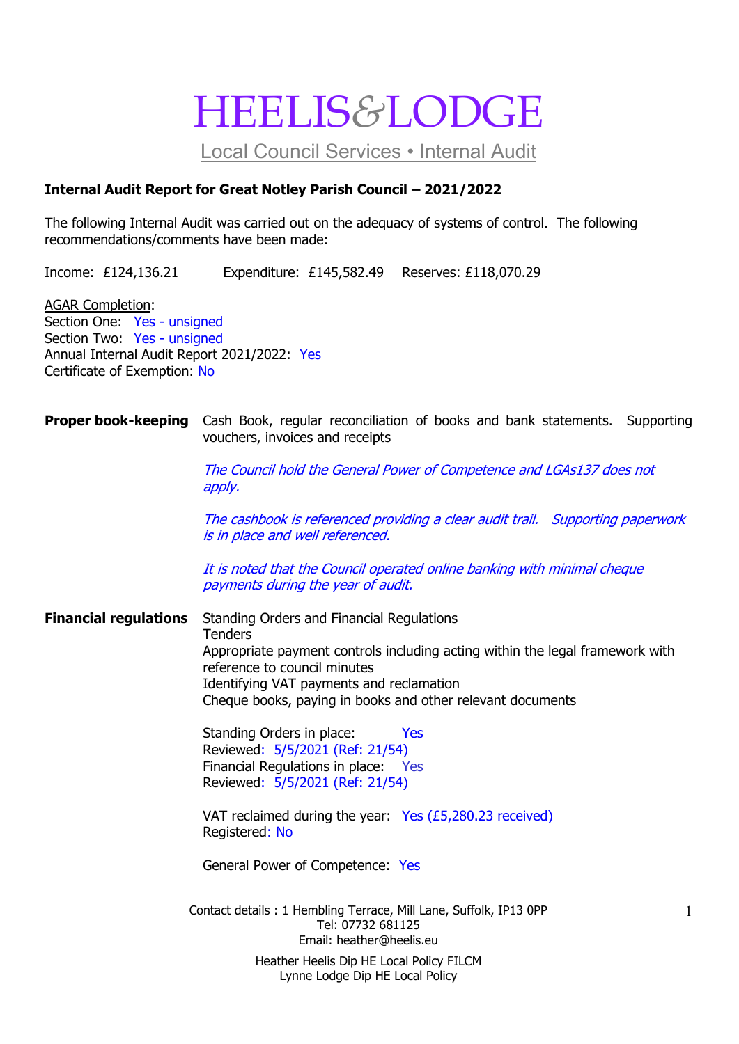# HEELIS&LODGE

Local Council Services • Internal Audit

**Internal Audit Report for Great Notley Parish Council – 2021/2022**

The following Internal Audit was carried out on the adequacy of systems of control. The following recommendations/comments have been made:

Income: £124,136.21   Expenditure: £145,582.49   Reserves: £118,070.29

AGAR Completion:
Section One: Yes - unsigned
Section Two: Yes - unsigned
Annual Internal Audit Report 2021/2022: Yes
Certificate of Exemption: No

**Proper book-keeping**

Cash Book, regular reconciliation of books and bank statements. Supporting vouchers, invoices and receipts

*The Council hold the General Power of Competence and LGAs137 does not apply.*

*The cashbook is referenced providing a clear audit trail. Supporting paperwork is in place and well referenced.*

*It is noted that the Council operated online banking with minimal cheque payments during the year of audit.*

**Financial regulations**

Standing Orders and Financial Regulations
Tenders
Appropriate payment controls including acting within the legal framework with reference to council minutes
Identifying VAT payments and reclamation
Cheque books, paying in books and other relevant documents

Standing Orders in place: Yes
Reviewed: 5/5/2021 (Ref: 21/54)
Financial Regulations in place: Yes
Reviewed: 5/5/2021 (Ref: 21/54)

VAT reclaimed during the year: Yes (£5,280.23 received)
Registered: No

General Power of Competence: Yes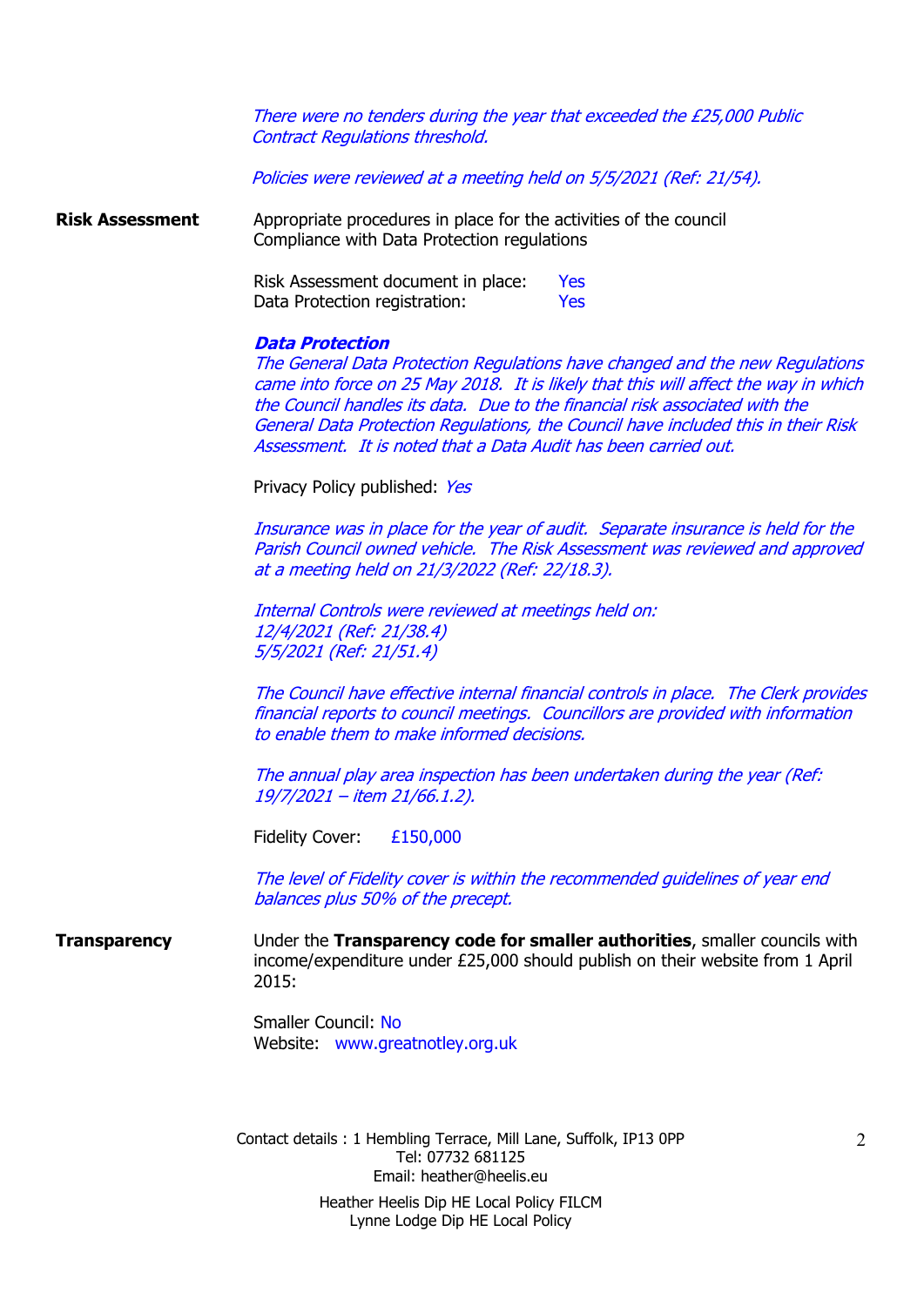*There were no tenders during the year that exceeded the £25,000 Public Contract Regulations threshold.*

*Policies were reviewed at a meeting held on 5/5/2021 (Ref: 21/54).*

**Risk Assessment**

Appropriate procedures in place for the activities of the council
Compliance with Data Protection regulations

Risk Assessment document in place: Yes
Data Protection registration: Yes

***Data Protection***

*The General Data Protection Regulations have changed and the new Regulations came into force on 25 May 2018. It is likely that this will affect the way in which the Council handles its data. Due to the financial risk associated with the General Data Protection Regulations, the Council have included this in their Risk Assessment. It is noted that a Data Audit has been carried out.*

Privacy Policy published: *Yes*

*Insurance was in place for the year of audit. Separate insurance is held for the Parish Council owned vehicle. The Risk Assessment was reviewed and approved at a meeting held on 21/3/2022 (Ref: 22/18.3).*

*Internal Controls were reviewed at meetings held on:*
*12/4/2021 (Ref: 21/38.4)*
*5/5/2021 (Ref: 21/51.4)*

*The Council have effective internal financial controls in place. The Clerk provides financial reports to council meetings. Councillors are provided with information to enable them to make informed decisions.*

*The annual play area inspection has been undertaken during the year (Ref: 19/7/2021 – item 21/66.1.2).*

Fidelity Cover: £150,000

*The level of Fidelity cover is within the recommended guidelines of year end balances plus 50% of the precept.*

**Transparency**

Under the **Transparency code for smaller authorities**, smaller councils with income/expenditure under £25,000 should publish on their website from 1 April 2015:

Smaller Council: No
Website: www.greatnotley.org.uk

Contact details : 1 Hembling Terrace, Mill Lane, Suffolk, IP13 0PP
Tel: 07732 681125
Email: heather@heelis.eu

Heather Heelis Dip HE Local Policy FILCM
Lynne Lodge Dip HE Local Policy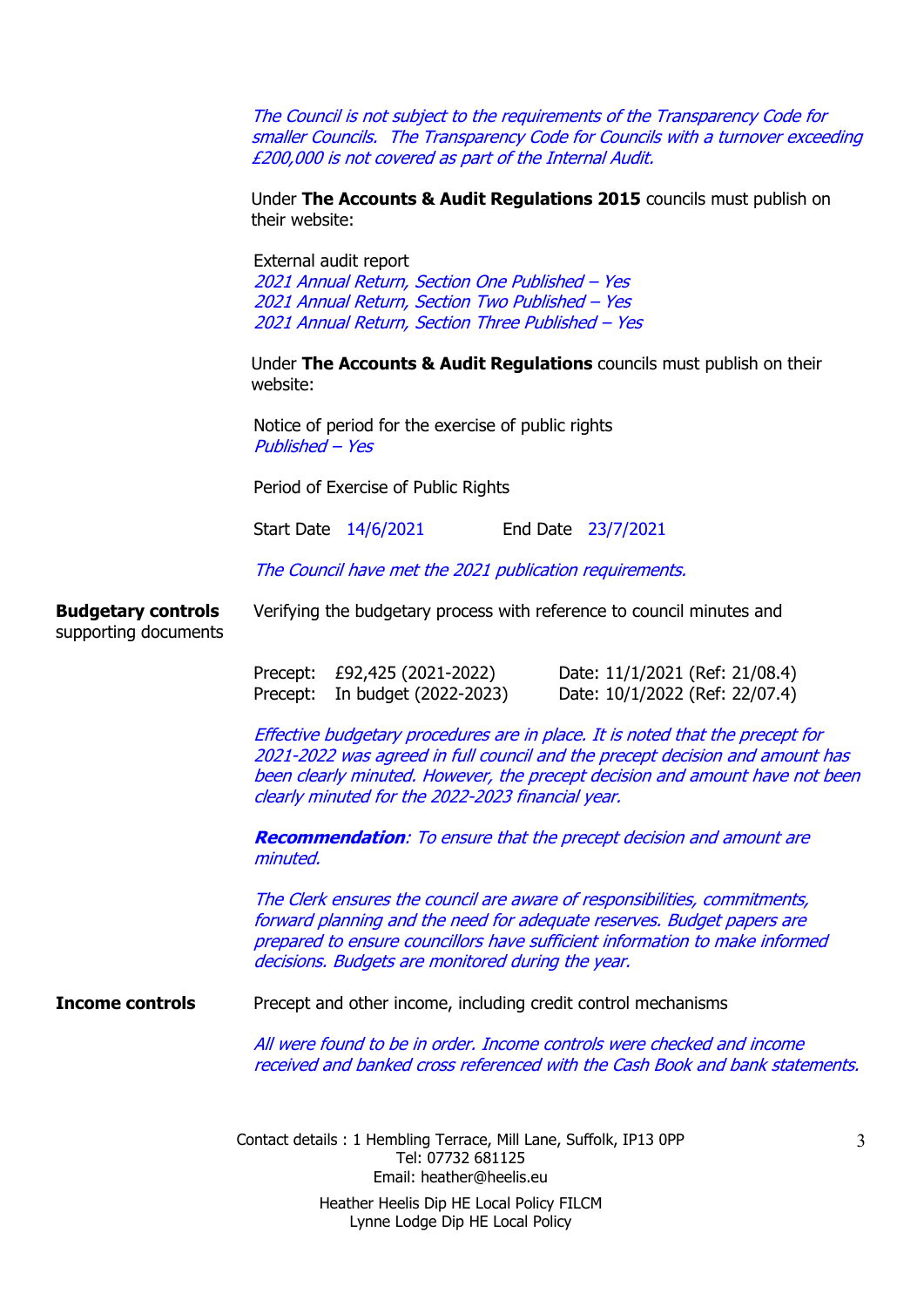*The Council is not subject to the requirements of the Transparency Code for smaller Councils. The Transparency Code for Councils with a turnover exceeding £200,000 is not covered as part of the Internal Audit.*

Under **The Accounts & Audit Regulations 2015** councils must publish on their website:

External audit report
*2021 Annual Return, Section One Published – Yes*
*2021 Annual Return, Section Two Published – Yes*
*2021 Annual Return, Section Three Published – Yes*

Under **The Accounts & Audit Regulations** councils must publish on their website:

Notice of period for the exercise of public rights
*Published – Yes*

Period of Exercise of Public Rights

Start Date *14/6/2021* End Date *23/7/2021*

*The Council have met the 2021 publication requirements.*

**Budgetary controls** supporting documents

Verifying the budgetary process with reference to council minutes and

| | | |
|---|---|---|
| Precept: | £92,425 (2021-2022) | Date: 11/1/2021 (Ref: 21/08.4) |
| Precept: | In budget (2022-2023) | Date: 10/1/2022 (Ref: 22/07.4) |

*Effective budgetary procedures are in place. It is noted that the precept for 2021-2022 was agreed in full council and the precept decision and amount has been clearly minuted. However, the precept decision and amount have not been clearly minuted for the 2022-2023 financial year.*

***Recommendation**: To ensure that the precept decision and amount are minuted.*

*The Clerk ensures the council are aware of responsibilities, commitments, forward planning and the need for adequate reserves. Budget papers are prepared to ensure councillors have sufficient information to make informed decisions. Budgets are monitored during the year.*

**Income controls**

Precept and other income, including credit control mechanisms

*All were found to be in order. Income controls were checked and income received and banked cross referenced with the Cash Book and bank statements.*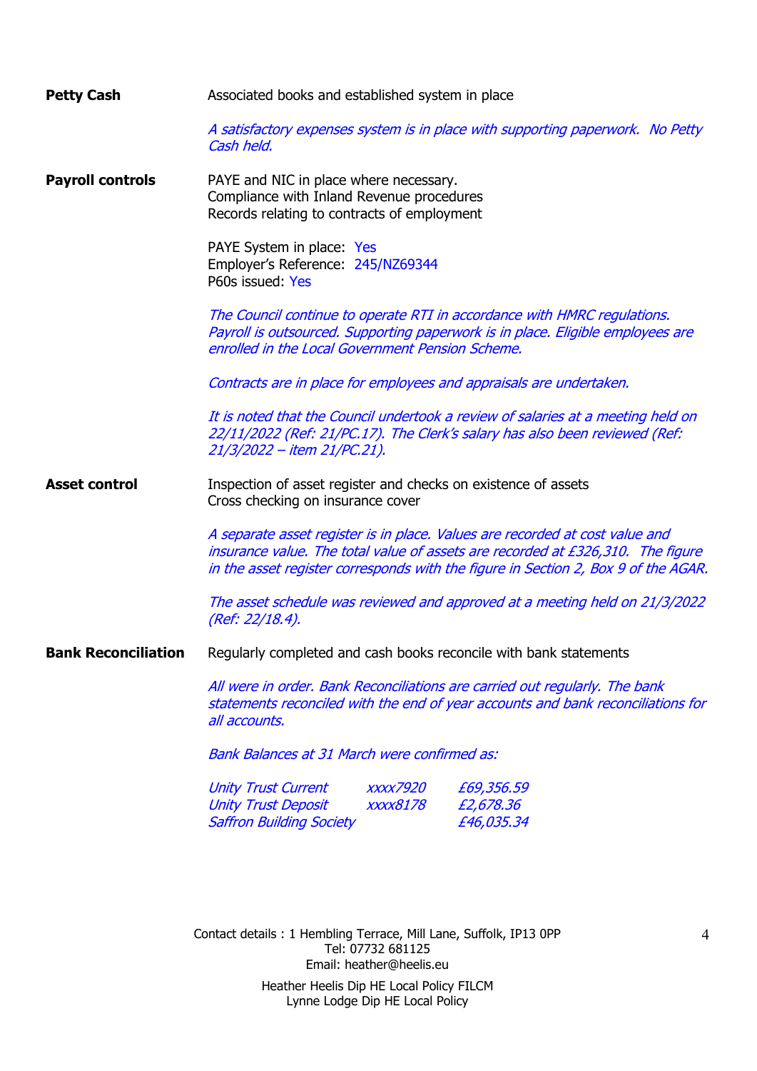**Petty Cash**

Associated books and established system in place

*A satisfactory expenses system is in place with supporting paperwork. No Petty Cash held.*

**Payroll controls**

PAYE and NIC in place where necessary.
Compliance with Inland Revenue procedures
Records relating to contracts of employment

PAYE System in place: Yes
Employer's Reference: 245/NZ69344
P60s issued: Yes

*The Council continue to operate RTI in accordance with HMRC regulations. Payroll is outsourced. Supporting paperwork is in place. Eligible employees are enrolled in the Local Government Pension Scheme.*

*Contracts are in place for employees and appraisals are undertaken.*

*It is noted that the Council undertook a review of salaries at a meeting held on 22/11/2022 (Ref: 21/PC.17). The Clerk's salary has also been reviewed (Ref: 21/3/2022 – item 21/PC.21).*

**Asset control**

Inspection of asset register and checks on existence of assets
Cross checking on insurance cover

*A separate asset register is in place. Values are recorded at cost value and insurance value. The total value of assets are recorded at £326,310. The figure in the asset register corresponds with the figure in Section 2, Box 9 of the AGAR.*

*The asset schedule was reviewed and approved at a meeting held on 21/3/2022 (Ref: 22/18.4).*

**Bank Reconciliation**

Regularly completed and cash books reconcile with bank statements

*All were in order. Bank Reconciliations are carried out regularly. The bank statements reconciled with the end of year accounts and bank reconciliations for all accounts.*

*Bank Balances at 31 March were confirmed as:*

| | | |
|---|---|---|
| *Unity Trust Current* | *xxxx7920* | *£69,356.59* |
| *Unity Trust Deposit* | *xxxx8178* | *£2,678.36* |
| *Saffron Building Society* | | *£46,035.34* |

Contact details : 1 Hembling Terrace, Mill Lane, Suffolk, IP13 0PP
Tel: 07732 681125
Email: heather@heelis.eu

Heather Heelis Dip HE Local Policy FILCM
Lynne Lodge Dip HE Local Policy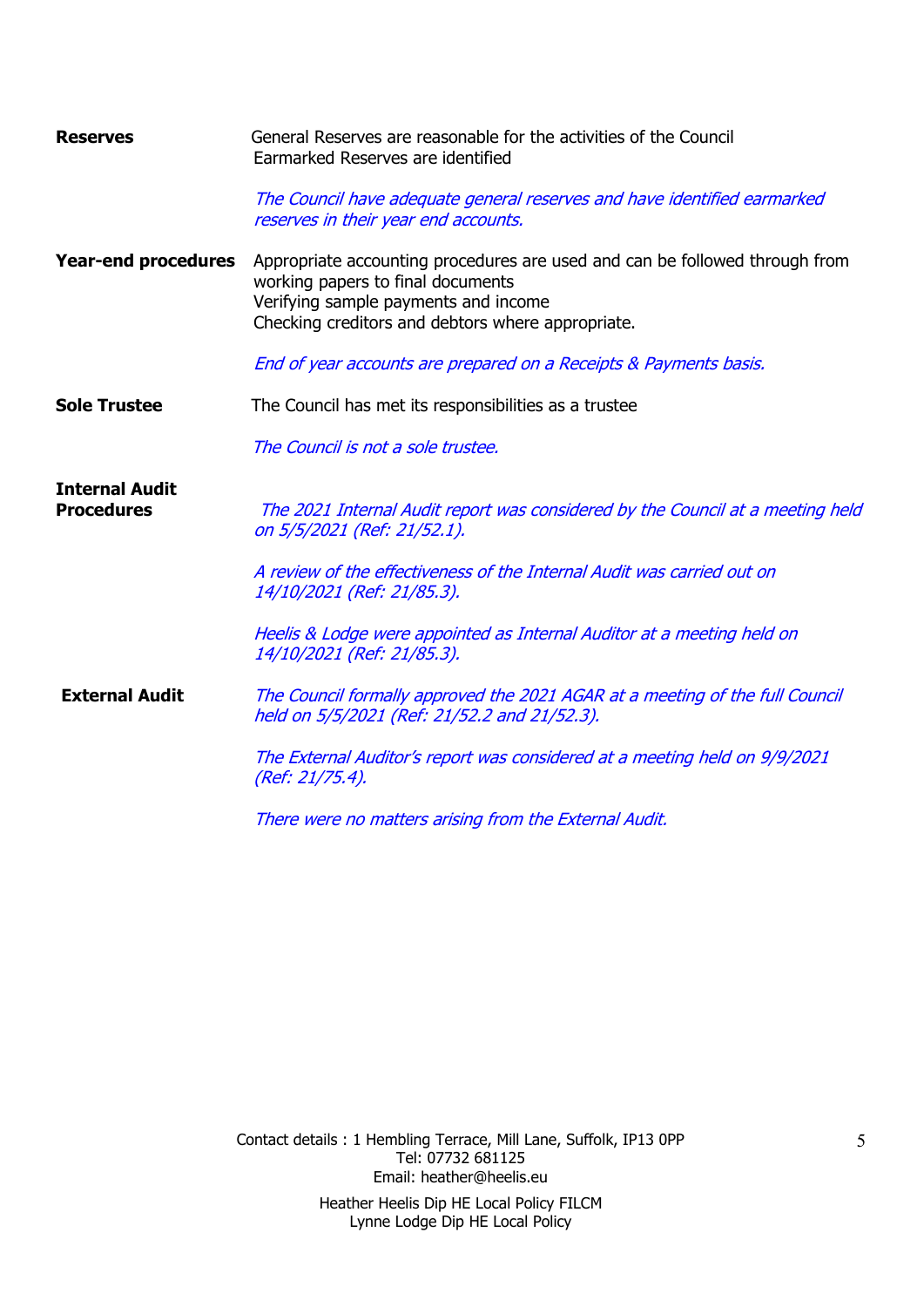**Reserves**

General Reserves are reasonable for the activities of the Council
Earmarked Reserves are identified

*The Council have adequate general reserves and have identified earmarked reserves in their year end accounts.*

**Year-end procedures**

Appropriate accounting procedures are used and can be followed through from working papers to final documents
Verifying sample payments and income
Checking creditors and debtors where appropriate.

*End of year accounts are prepared on a Receipts & Payments basis.*

**Sole Trustee**

The Council has met its responsibilities as a trustee

*The Council is not a sole trustee.*

**Internal Audit Procedures**

*The 2021 Internal Audit report was considered by the Council at a meeting held on 5/5/2021 (Ref: 21/52.1).*

*A review of the effectiveness of the Internal Audit was carried out on 14/10/2021 (Ref: 21/85.3).*

*Heelis & Lodge were appointed as Internal Auditor at a meeting held on 14/10/2021 (Ref: 21/85.3).*

**External Audit**

*The Council formally approved the 2021 AGAR at a meeting of the full Council held on 5/5/2021 (Ref: 21/52.2 and 21/52.3).*

*The External Auditor's report was considered at a meeting held on 9/9/2021 (Ref: 21/75.4).*

*There were no matters arising from the External Audit.*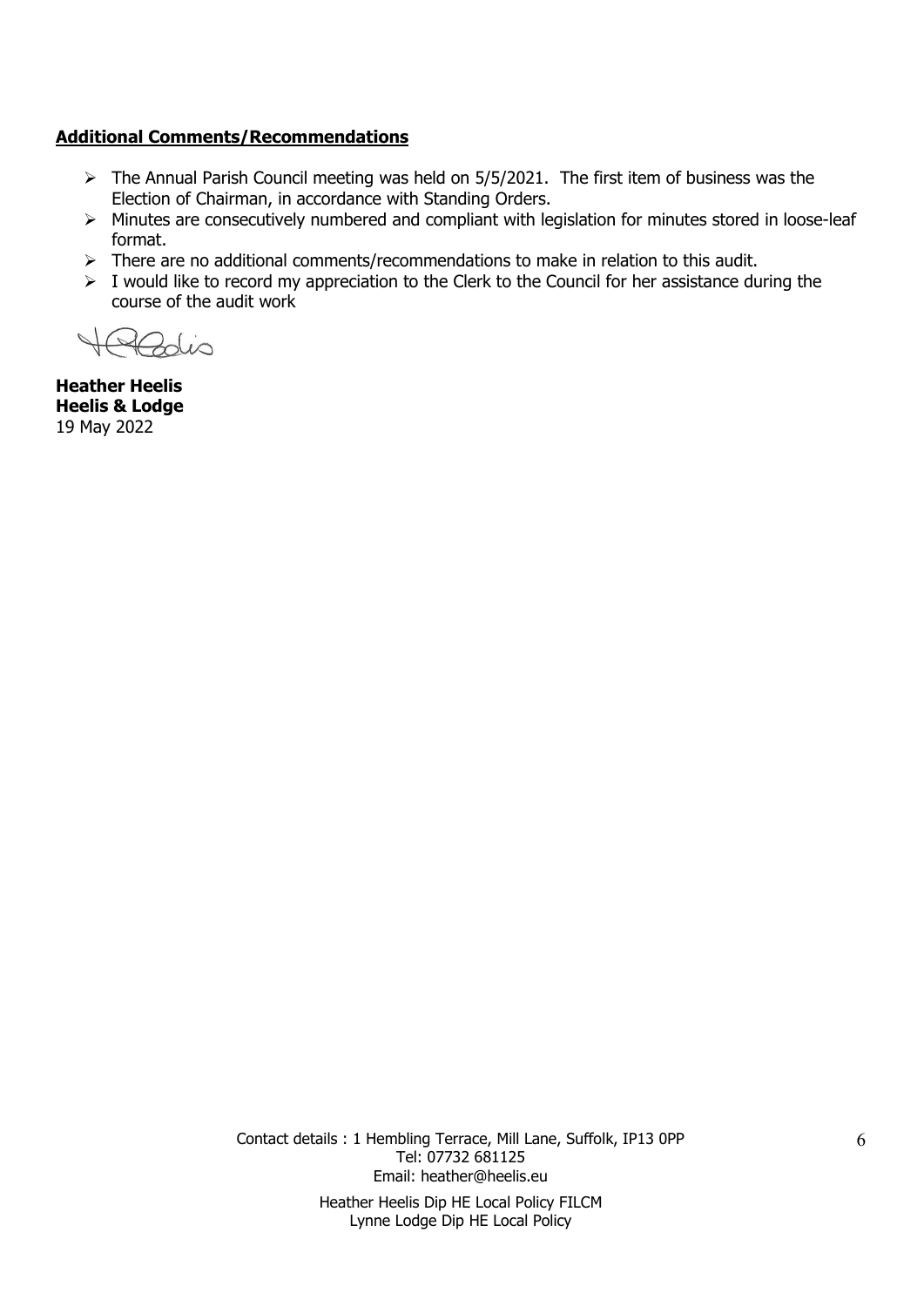**Additional Comments/Recommendations**

- The Annual Parish Council meeting was held on 5/5/2021. The first item of business was the Election of Chairman, in accordance with Standing Orders.
- Minutes are consecutively numbered and compliant with legislation for minutes stored in loose-leaf format.
- There are no additional comments/recommendations to make in relation to this audit.
- I would like to record my appreciation to the Clerk to the Council for her assistance during the course of the audit work

**Heather Heelis**
**Heelis & Lodge**
19 May 2022

Contact details : 1 Hembling Terrace, Mill Lane, Suffolk, IP13 0PP
Tel: 07732 681125
Email: heather@heelis.eu

Heather Heelis Dip HE Local Policy FILCM
Lynne Lodge Dip HE Local Policy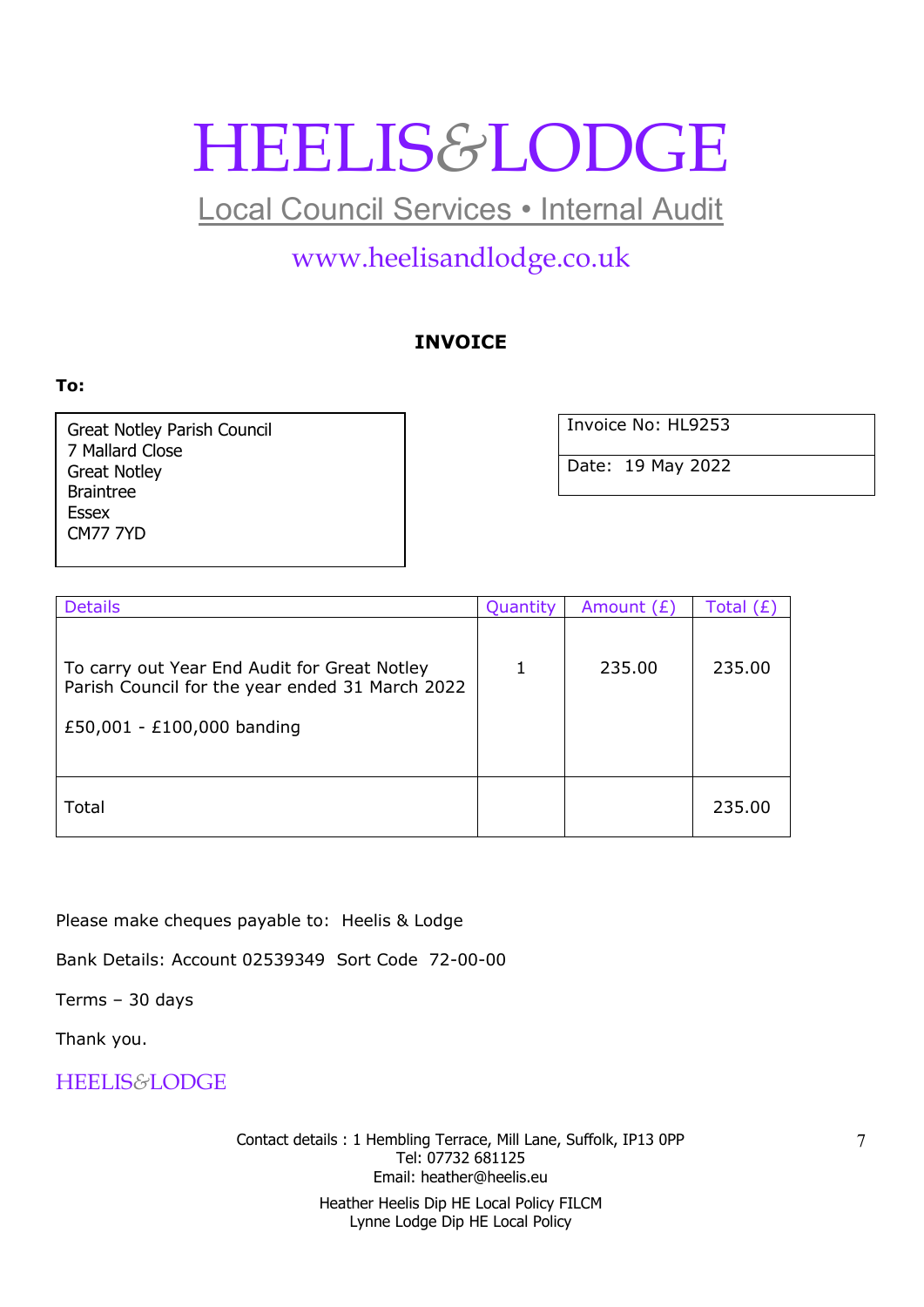# HEELIS&LODGE

Local Council Services • Internal Audit

www.heelisandlodge.co.uk

**INVOICE**

**To:**

Great Notley Parish Council
7 Mallard Close
Great Notley
Braintree
Essex
CM77 7YD

Invoice No: HL9253

Date: 19 May 2022

| Details | Quantity | Amount (£) | Total (£) |
|---|---|---|---|
| To carry out Year End Audit for Great Notley Parish Council for the year ended 31 March 2022<br><br>£50,001 - £100,000 banding | 1 | 235.00 | 235.00 |
| Total | | | 235.00 |

Please make cheques payable to: Heelis & Lodge

Bank Details: Account 02539349 Sort Code 72-00-00

Terms – 30 days

Thank you.

HEELIS&LODGE

Contact details : 1 Hembling Terrace, Mill Lane, Suffolk, IP13 0PP
Tel: 07732 681125
Email: heather@heelis.eu

Heather Heelis Dip HE Local Policy FILCM
Lynne Lodge Dip HE Local Policy